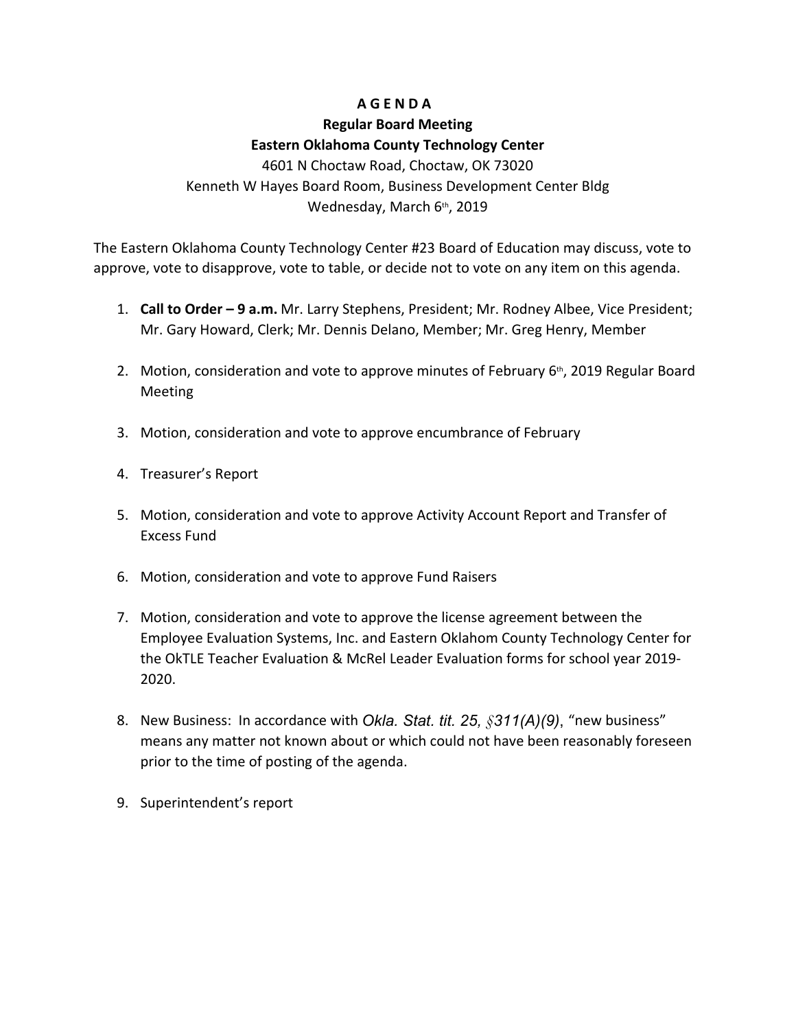# A G E N D A

## Regular Board Meeting

## Eastern Oklahoma County Technology Center

4601 N Choctaw Road, Choctaw, OK 73020
Kenneth W Hayes Board Room, Business Development Center Bldg
Wednesday, March 6th, 2019

The Eastern Oklahoma County Technology Center #23 Board of Education may discuss, vote to approve, vote to disapprove, vote to table, or decide not to vote on any item on this agenda.

1. **Call to Order – 9 a.m.** Mr. Larry Stephens, President; Mr. Rodney Albee, Vice President; Mr. Gary Howard, Clerk; Mr. Dennis Delano, Member; Mr. Greg Henry, Member

2. Motion, consideration and vote to approve minutes of February 6th, 2019 Regular Board Meeting

3. Motion, consideration and vote to approve encumbrance of February

4. Treasurer's Report

5. Motion, consideration and vote to approve Activity Account Report and Transfer of Excess Fund

6. Motion, consideration and vote to approve Fund Raisers

7. Motion, consideration and vote to approve the license agreement between the Employee Evaluation Systems, Inc. and Eastern Oklahom County Technology Center for the OkTLE Teacher Evaluation & McRel Leader Evaluation forms for school year 2019-2020.

8. New Business: In accordance with *Okla. Stat. tit. 25, §311(A)(9)*, "new business" means any matter not known about or which could not have been reasonably foreseen prior to the time of posting of the agenda.

9. Superintendent's report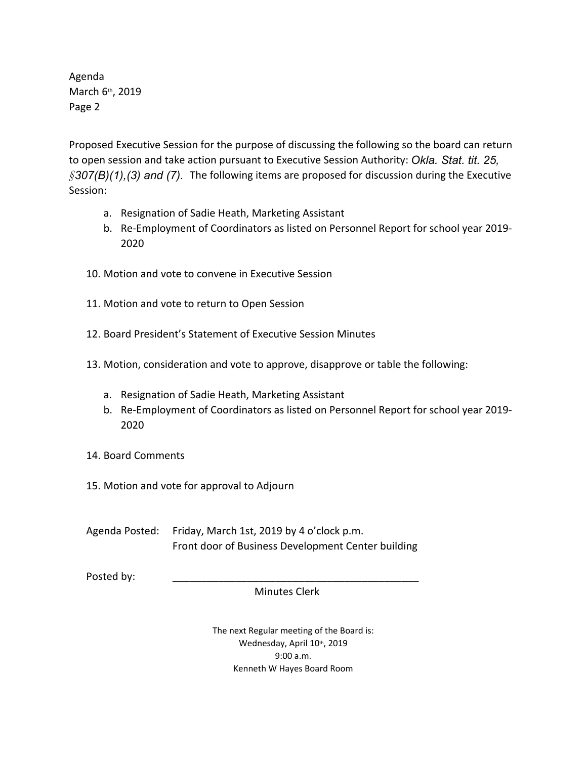Agenda
March 6th, 2019
Page 2

Proposed Executive Session for the purpose of discussing the following so the board can return to open session and take action pursuant to Executive Session Authority: *Okla. Stat. tit. 25, §307(B)(1),(3) and (7).* The following items are proposed for discussion during the Executive Session:

a. Resignation of Sadie Heath, Marketing Assistant
b. Re-Employment of Coordinators as listed on Personnel Report for school year 2019-2020

10. Motion and vote to convene in Executive Session

11. Motion and vote to return to Open Session

12. Board President's Statement of Executive Session Minutes

13. Motion, consideration and vote to approve, disapprove or table the following:

    a. Resignation of Sadie Heath, Marketing Assistant
    b. Re-Employment of Coordinators as listed on Personnel Report for school year 2019-2020

14. Board Comments

15. Motion and vote for approval to Adjourn

Agenda Posted: Friday, March 1st, 2019 by 4 o'clock p.m.
Front door of Business Development Center building

Posted by: ____________________________________________
Minutes Clerk

The next Regular meeting of the Board is:
Wednesday, April 10th, 2019
9:00 a.m.
Kenneth W Hayes Board Room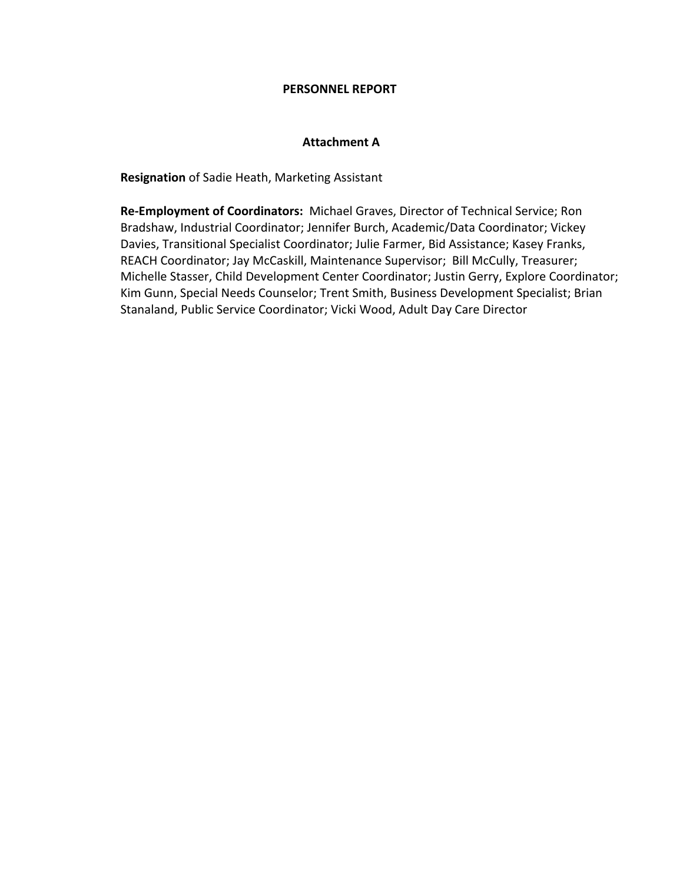**PERSONNEL REPORT**

**Attachment A**

**Resignation** of Sadie Heath, Marketing Assistant

**Re-Employment of Coordinators:** Michael Graves, Director of Technical Service; Ron Bradshaw, Industrial Coordinator; Jennifer Burch, Academic/Data Coordinator; Vickey Davies, Transitional Specialist Coordinator; Julie Farmer, Bid Assistance; Kasey Franks, REACH Coordinator; Jay McCaskill, Maintenance Supervisor; Bill McCully, Treasurer; Michelle Stasser, Child Development Center Coordinator; Justin Gerry, Explore Coordinator; Kim Gunn, Special Needs Counselor; Trent Smith, Business Development Specialist; Brian Stanaland, Public Service Coordinator; Vicki Wood, Adult Day Care Director